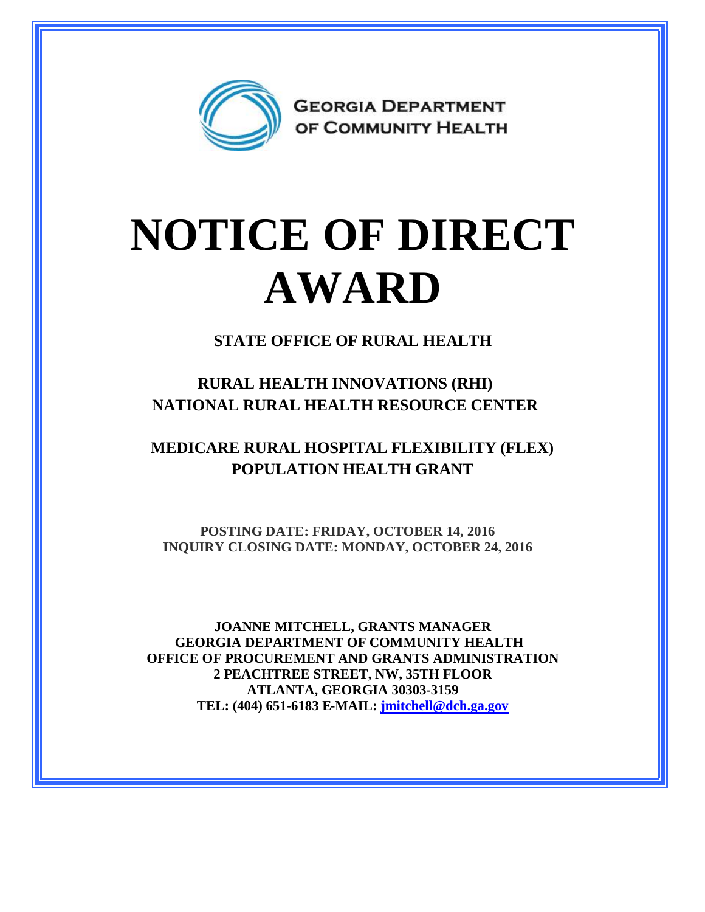GEORGIA DEPARTMENT OF COMMUNITY HEALTH

# NOTICE OF DIRECT AWARD

**STATE OFFICE OF RURAL HEALTH**

**RURAL HEALTH INNOVATIONS (RHI)**
**NATIONAL RURAL HEALTH RESOURCE CENTER**

**MEDICARE RURAL HOSPITAL FLEXIBILITY (FLEX)**
**POPULATION HEALTH GRANT**

**POSTING DATE: FRIDAY, OCTOBER 14, 2016**
**INQUIRY CLOSING DATE: MONDAY, OCTOBER 24, 2016**

**JOANNE MITCHELL, GRANTS MANAGER**
**GEORGIA DEPARTMENT OF COMMUNITY HEALTH**
**OFFICE OF PROCUREMENT AND GRANTS ADMINISTRATION**
**2 PEACHTREE STREET, NW, 35TH FLOOR**
**ATLANTA, GEORGIA 30303-3159**
**TEL: (404) 651-6183 E-MAIL: [jmitchell@dch.ga.gov](mailto:jmitchell@dch.ga.gov)**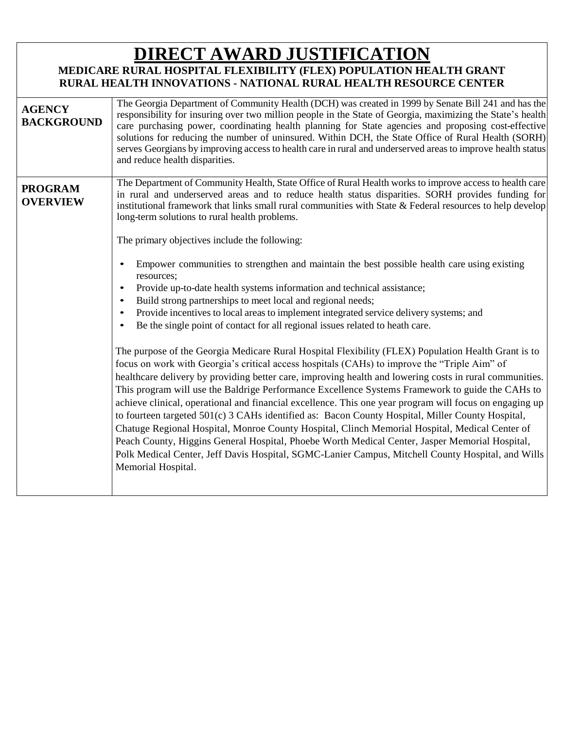# DIRECT AWARD JUSTIFICATION

## MEDICARE RURAL HOSPITAL FLEXIBILITY (FLEX) POPULATION HEALTH GRANT
## RURAL HEALTH INNOVATIONS - NATIONAL RURAL HEALTH RESOURCE CENTER

| | |
|---|---|
| **AGENCY BACKGROUND** | The Georgia Department of Community Health (DCH) was created in 1999 by Senate Bill 241 and has the responsibility for insuring over two million people in the State of Georgia, maximizing the State's health care purchasing power, coordinating health planning for State agencies and proposing cost-effective solutions for reducing the number of uninsured. Within DCH, the State Office of Rural Health (SORH) serves Georgians by improving access to health care in rural and underserved areas to improve health status and reduce health disparities. |
| **PROGRAM OVERVIEW** | The Department of Community Health, State Office of Rural Health works to improve access to health care in rural and underserved areas and to reduce health status disparities. SORH provides funding for institutional framework that links small rural communities with State & Federal resources to help develop long-term solutions to rural health problems.<br><br>The primary objectives include the following:<br><br>• Empower communities to strengthen and maintain the best possible health care using existing resources;<br>• Provide up-to-date health systems information and technical assistance;<br>• Build strong partnerships to meet local and regional needs;<br>• Provide incentives to local areas to implement integrated service delivery systems; and<br>• Be the single point of contact for all regional issues related to heath care.<br><br>The purpose of the Georgia Medicare Rural Hospital Flexibility (FLEX) Population Health Grant is to focus on work with Georgia's critical access hospitals (CAHs) to improve the "Triple Aim" of healthcare delivery by providing better care, improving health and lowering costs in rural communities. This program will use the Baldrige Performance Excellence Systems Framework to guide the CAHs to achieve clinical, operational and financial excellence. This one year program will focus on engaging up to fourteen targeted 501(c) 3 CAHs identified as: Bacon County Hospital, Miller County Hospital, Chatuge Regional Hospital, Monroe County Hospital, Clinch Memorial Hospital, Medical Center of Peach County, Higgins General Hospital, Phoebe Worth Medical Center, Jasper Memorial Hospital, Polk Medical Center, Jeff Davis Hospital, SGMC-Lanier Campus, Mitchell County Hospital, and Wills Memorial Hospital. |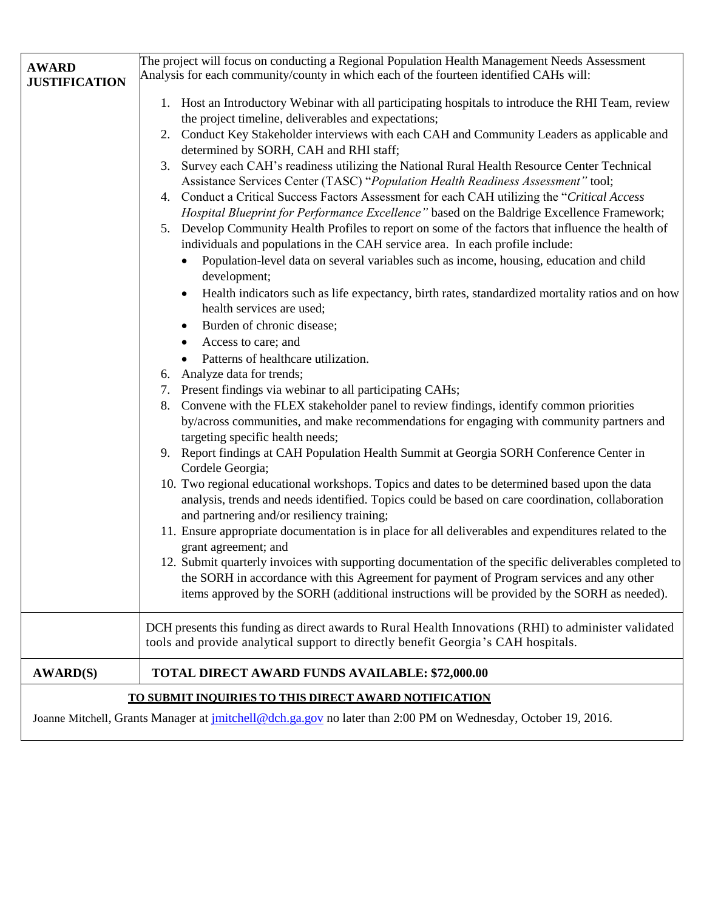| | |
|---|---|
| **AWARD JUSTIFICATION** | The project will focus on conducting a Regional Population Health Management Needs Assessment Analysis for each community/county in which each of the fourteen identified CAHs will:<br><br>1. Host an Introductory Webinar with all participating hospitals to introduce the RHI Team, review the project timeline, deliverables and expectations;<br>2. Conduct Key Stakeholder interviews with each CAH and Community Leaders as applicable and determined by SORH, CAH and RHI staff;<br>3. Survey each CAH's readiness utilizing the National Rural Health Resource Center Technical Assistance Services Center (TASC) "*Population Health Readiness Assessment"* tool;<br>4. Conduct a Critical Success Factors Assessment for each CAH utilizing the "*Critical Access Hospital Blueprint for Performance Excellence"* based on the Baldrige Excellence Framework;<br>5. Develop Community Health Profiles to report on some of the factors that influence the health of individuals and populations in the CAH service area. In each profile include:<br>• Population-level data on several variables such as income, housing, education and child development;<br>• Health indicators such as life expectancy, birth rates, standardized mortality ratios and on how health services are used;<br>• Burden of chronic disease;<br>• Access to care; and<br>• Patterns of healthcare utilization.<br>6. Analyze data for trends;<br>7. Present findings via webinar to all participating CAHs;<br>8. Convene with the FLEX stakeholder panel to review findings, identify common priorities by/across communities, and make recommendations for engaging with community partners and targeting specific health needs;<br>9. Report findings at CAH Population Health Summit at Georgia SORH Conference Center in Cordele Georgia;<br>10. Two regional educational workshops. Topics and dates to be determined based upon the data analysis, trends and needs identified. Topics could be based on care coordination, collaboration and partnering and/or resiliency training;<br>11. Ensure appropriate documentation is in place for all deliverables and expenditures related to the grant agreement; and<br>12. Submit quarterly invoices with supporting documentation of the specific deliverables completed to the SORH in accordance with this Agreement for payment of Program services and any other items approved by the SORH (additional instructions will be provided by the SORH as needed). |
| | DCH presents this funding as direct awards to Rural Health Innovations (RHI) to administer validated tools and provide analytical support to directly benefit Georgia's CAH hospitals. |
| **AWARD(S)** | **TOTAL DIRECT AWARD FUNDS AVAILABLE: $72,000.00** |

**TO SUBMIT INQUIRIES TO THIS DIRECT AWARD NOTIFICATION**

Joanne Mitchell, Grants Manager at jmitchell@dch.ga.gov no later than 2:00 PM on Wednesday, October 19, 2016.